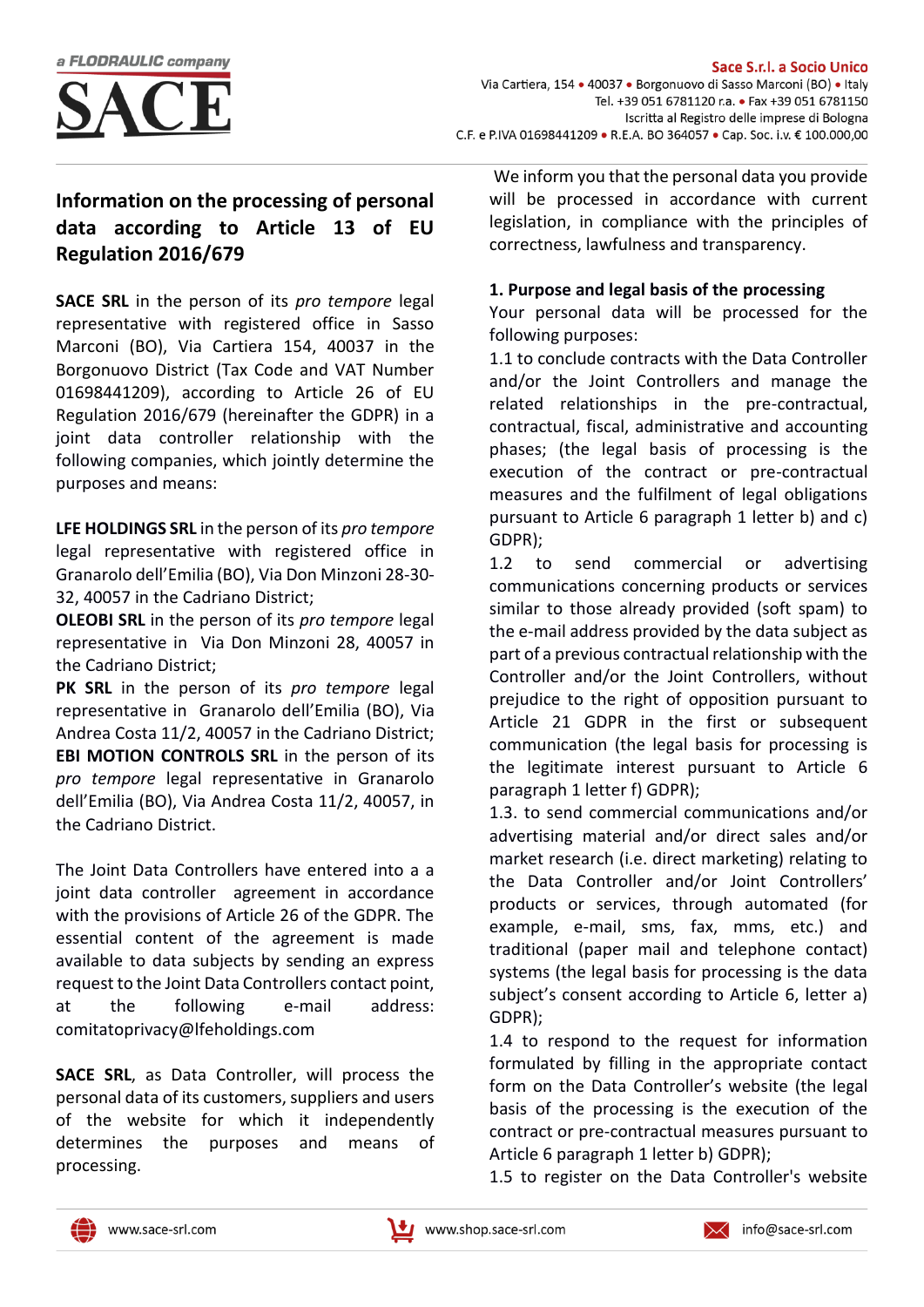# Information on the processing of personal data according to Article 13 of EU Regulation 2016/679

**SACE SRL** in the person of its *pro tempore* legal representative with registered office in Sasso Marconi (BO), Via Cartiera 154, 40037 in the Borgonuovo District (Tax Code and VAT Number 01698441209), according to Article 26 of EU Regulation 2016/679 (hereinafter the GDPR) in a joint data controller relationship with the following companies, which jointly determine the purposes and means:

**LFE HOLDINGS SRL** in the person of its *pro tempore* legal representative with registered office in Granarolo dell'Emilia (BO), Via Don Minzoni 28-30-32, 40057 in the Cadriano District;
**OLEOBI SRL** in the person of its *pro tempore* legal representative in Via Don Minzoni 28, 40057 in the Cadriano District;
**PK SRL** in the person of its *pro tempore* legal representative in Granarolo dell'Emilia (BO), Via Andrea Costa 11/2, 40057 in the Cadriano District;
**EBI MOTION CONTROLS SRL** in the person of its *pro tempore* legal representative in Granarolo dell'Emilia (BO), Via Andrea Costa 11/2, 40057, in the Cadriano District.

The Joint Data Controllers have entered into a a joint data controller agreement in accordance with the provisions of Article 26 of the GDPR. The essential content of the agreement is made available to data subjects by sending an express request to the Joint Data Controllers contact point, at the following e-mail address: comitatoprivacy@lfeholdings.com

**SACE SRL**, as Data Controller, will process the personal data of its customers, suppliers and users of the website for which it independently determines the purposes and means of processing.

We inform you that the personal data you provide will be processed in accordance with current legislation, in compliance with the principles of correctness, lawfulness and transparency.

**1. Purpose and legal basis of the processing**
Your personal data will be processed for the following purposes:
1.1 to conclude contracts with the Data Controller and/or the Joint Controllers and manage the related relationships in the pre-contractual, contractual, fiscal, administrative and accounting phases; (the legal basis of processing is the execution of the contract or pre-contractual measures and the fulfilment of legal obligations pursuant to Article 6 paragraph 1 letter b) and c) GDPR);
1.2 to send commercial or advertising communications concerning products or services similar to those already provided (soft spam) to the e-mail address provided by the data subject as part of a previous contractual relationship with the Controller and/or the Joint Controllers, without prejudice to the right of opposition pursuant to Article 21 GDPR in the first or subsequent communication (the legal basis for processing is the legitimate interest pursuant to Article 6 paragraph 1 letter f) GDPR);
1.3. to send commercial communications and/or advertising material and/or direct sales and/or market research (i.e. direct marketing) relating to the Data Controller and/or Joint Controllers' products or services, through automated (for example, e-mail, sms, fax, mms, etc.) and traditional (paper mail and telephone contact) systems (the legal basis for processing is the data subject's consent according to Article 6, letter a) GDPR);
1.4 to respond to the request for information formulated by filling in the appropriate contact form on the Data Controller's website (the legal basis of the processing is the execution of the contract or pre-contractual measures pursuant to Article 6 paragraph 1 letter b) GDPR);
1.5 to register on the Data Controller's website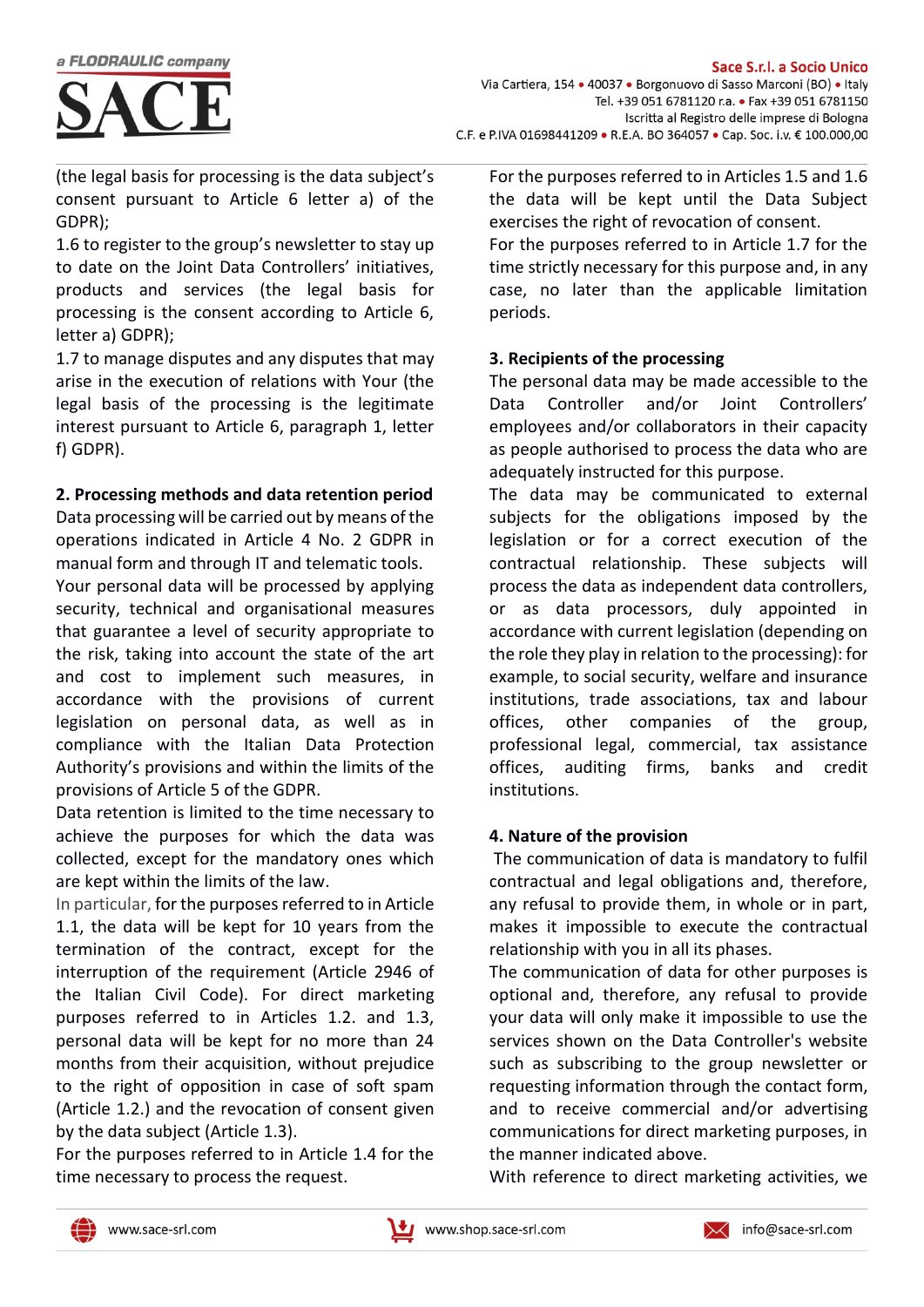(the legal basis for processing is the data subject's consent pursuant to Article 6 letter a) of the GDPR);

1.6 to register to the group's newsletter to stay up to date on the Joint Data Controllers' initiatives, products and services (the legal basis for processing is the consent according to Article 6, letter a) GDPR);

1.7 to manage disputes and any disputes that may arise in the execution of relations with Your (the legal basis of the processing is the legitimate interest pursuant to Article 6, paragraph 1, letter f) GDPR).

## 2. Processing methods and data retention period

Data processing will be carried out by means of the operations indicated in Article 4 No. 2 GDPR in manual form and through IT and telematic tools.

Your personal data will be processed by applying security, technical and organisational measures that guarantee a level of security appropriate to the risk, taking into account the state of the art and cost to implement such measures, in accordance with the provisions of current legislation on personal data, as well as in compliance with the Italian Data Protection Authority's provisions and within the limits of the provisions of Article 5 of the GDPR.

Data retention is limited to the time necessary to achieve the purposes for which the data was collected, except for the mandatory ones which are kept within the limits of the law.

In particular, for the purposes referred to in Article 1.1, the data will be kept for 10 years from the termination of the contract, except for the interruption of the requirement (Article 2946 of the Italian Civil Code). For direct marketing purposes referred to in Articles 1.2. and 1.3, personal data will be kept for no more than 24 months from their acquisition, without prejudice to the right of opposition in case of soft spam (Article 1.2.) and the revocation of consent given by the data subject (Article 1.3).

For the purposes referred to in Article 1.4 for the time necessary to process the request.

For the purposes referred to in Articles 1.5 and 1.6 the data will be kept until the Data Subject exercises the right of revocation of consent.

For the purposes referred to in Article 1.7 for the time strictly necessary for this purpose and, in any case, no later than the applicable limitation periods.

## 3. Recipients of the processing

The personal data may be made accessible to the Data Controller and/or Joint Controllers' employees and/or collaborators in their capacity as people authorised to process the data who are adequately instructed for this purpose.

The data may be communicated to external subjects for the obligations imposed by the legislation or for a correct execution of the contractual relationship. These subjects will process the data as independent data controllers, or as data processors, duly appointed in accordance with current legislation (depending on the role they play in relation to the processing): for example, to social security, welfare and insurance institutions, trade associations, tax and labour offices, other companies of the group, professional legal, commercial, tax assistance offices, auditing firms, banks and credit institutions.

## 4. Nature of the provision

The communication of data is mandatory to fulfil contractual and legal obligations and, therefore, any refusal to provide them, in whole or in part, makes it impossible to execute the contractual relationship with you in all its phases.

The communication of data for other purposes is optional and, therefore, any refusal to provide your data will only make it impossible to use the services shown on the Data Controller's website such as subscribing to the group newsletter or requesting information through the contact form, and to receive commercial and/or advertising communications for direct marketing purposes, in the manner indicated above.

With reference to direct marketing activities, we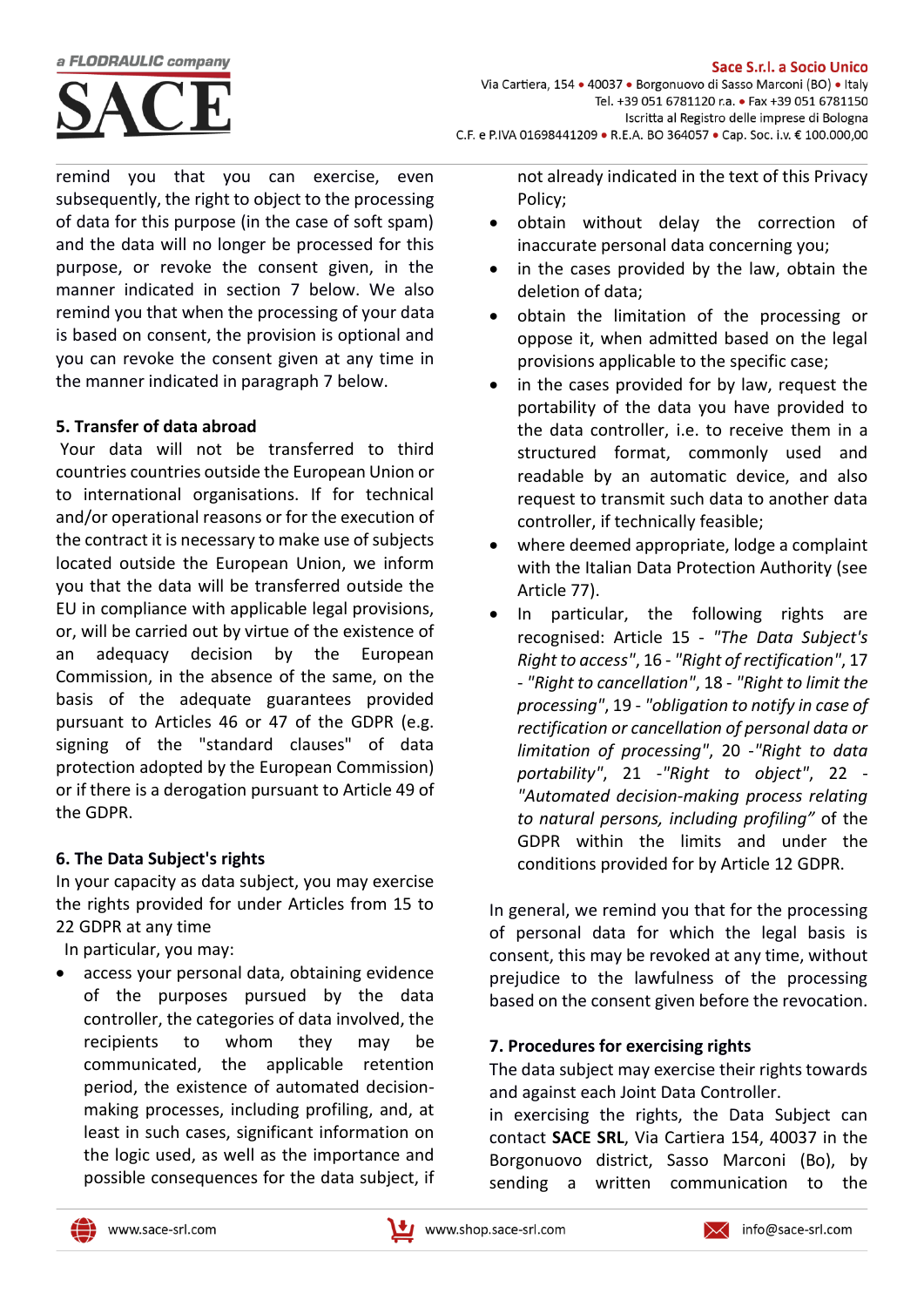remind you that you can exercise, even subsequently, the right to object to the processing of data for this purpose (in the case of soft spam) and the data will no longer be processed for this purpose, or revoke the consent given, in the manner indicated in section 7 below. We also remind you that when the processing of your data is based on consent, the provision is optional and you can revoke the consent given at any time in the manner indicated in paragraph 7 below.

**5. Transfer of data abroad**

Your data will not be transferred to third countries countries outside the European Union or to international organisations. If for technical and/or operational reasons or for the execution of the contract it is necessary to make use of subjects located outside the European Union, we inform you that the data will be transferred outside the EU in compliance with applicable legal provisions, or, will be carried out by virtue of the existence of an adequacy decision by the European Commission, in the absence of the same, on the basis of the adequate guarantees provided pursuant to Articles 46 or 47 of the GDPR (e.g. signing of the "standard clauses" of data protection adopted by the European Commission) or if there is a derogation pursuant to Article 49 of the GDPR.

**6. The Data Subject's rights**

In your capacity as data subject, you may exercise the rights provided for under Articles from 15 to 22 GDPR at any time

In particular, you may:

- access your personal data, obtaining evidence of the purposes pursued by the data controller, the categories of data involved, the recipients to whom they may be communicated, the applicable retention period, the existence of automated decision-making processes, including profiling, and, at least in such cases, significant information on the logic used, as well as the importance and possible consequences for the data subject, if not already indicated in the text of this Privacy Policy;
- obtain without delay the correction of inaccurate personal data concerning you;
- in the cases provided by the law, obtain the deletion of data;
- obtain the limitation of the processing or oppose it, when admitted based on the legal provisions applicable to the specific case;
- in the cases provided for by law, request the portability of the data you have provided to the data controller, i.e. to receive them in a structured format, commonly used and readable by an automatic device, and also request to transmit such data to another data controller, if technically feasible;
- where deemed appropriate, lodge a complaint with the Italian Data Protection Authority (see Article 77).
- In particular, the following rights are recognised: Article 15 - *"The Data Subject's Right to access"*, 16 - *"Right of rectification"*, 17 - *"Right to cancellation"*, 18 - *"Right to limit the processing"*, 19 - *"obligation to notify in case of rectification or cancellation of personal data or limitation of processing"*, 20 -*"Right to data portability"*, 21 -*"Right to object"*, 22 - *"Automated decision-making process relating to natural persons, including profiling"* of the GDPR within the limits and under the conditions provided for by Article 12 GDPR.

In general, we remind you that for the processing of personal data for which the legal basis is consent, this may be revoked at any time, without prejudice to the lawfulness of the processing based on the consent given before the revocation.

**7. Procedures for exercising rights**

The data subject may exercise their rights towards and against each Joint Data Controller.

in exercising the rights, the Data Subject can contact **SACE SRL**, Via Cartiera 154, 40037 in the Borgonuovo district, Sasso Marconi (Bo), by sending a written communication to the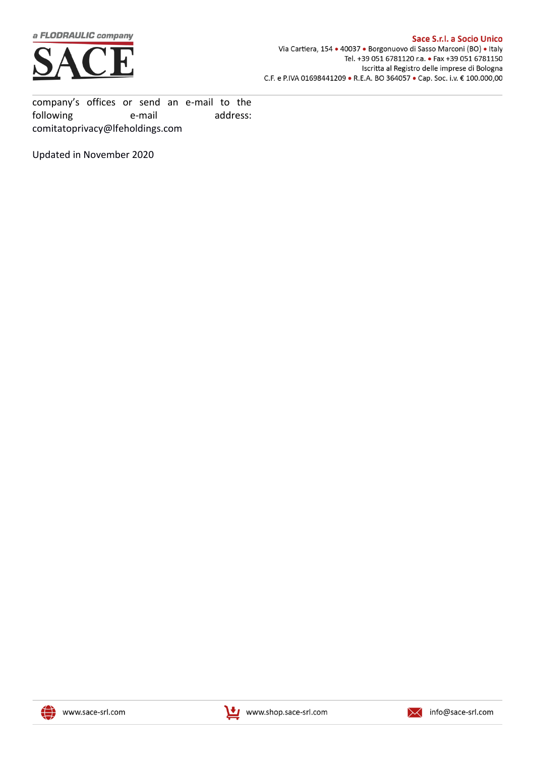company’s offices or send an e-mail to the following e-mail address: comitatoprivacy@lfeholdings.com

Updated in November 2020